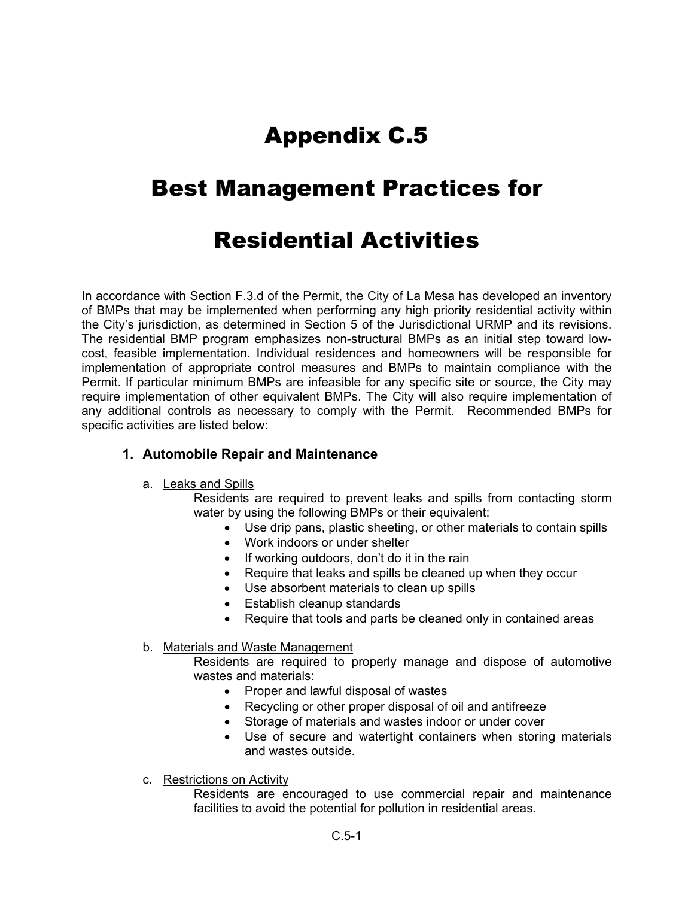# Appendix C.5

# Best Management Practices for Residential Activities

In accordance with Section F.3.d of the Permit, the City of La Mesa has developed an inventory of BMPs that may be implemented when performing any high priority residential activity within the City's jurisdiction, as determined in Section 5 of the Jurisdictional URMP and its revisions. The residential BMP program emphasizes non-structural BMPs as an initial step toward low-cost, feasible implementation. Individual residences and homeowners will be responsible for implementation of appropriate control measures and BMPs to maintain compliance with the Permit. If particular minimum BMPs are infeasible for any specific site or source, the City may require implementation of other equivalent BMPs. The City will also require implementation of any additional controls as necessary to comply with the Permit. Recommended BMPs for specific activities are listed below:

### 1. Automobile Repair and Maintenance

a. Leaks and Spills

Residents are required to prevent leaks and spills from contacting storm water by using the following BMPs or their equivalent:

- Use drip pans, plastic sheeting, or other materials to contain spills
- Work indoors or under shelter
- If working outdoors, don't do it in the rain
- Require that leaks and spills be cleaned up when they occur
- Use absorbent materials to clean up spills
- Establish cleanup standards
- Require that tools and parts be cleaned only in contained areas

b. Materials and Waste Management

Residents are required to properly manage and dispose of automotive wastes and materials:

- Proper and lawful disposal of wastes
- Recycling or other proper disposal of oil and antifreeze
- Storage of materials and wastes indoor or under cover
- Use of secure and watertight containers when storing materials and wastes outside.

c. Restrictions on Activity

Residents are encouraged to use commercial repair and maintenance facilities to avoid the potential for pollution in residential areas.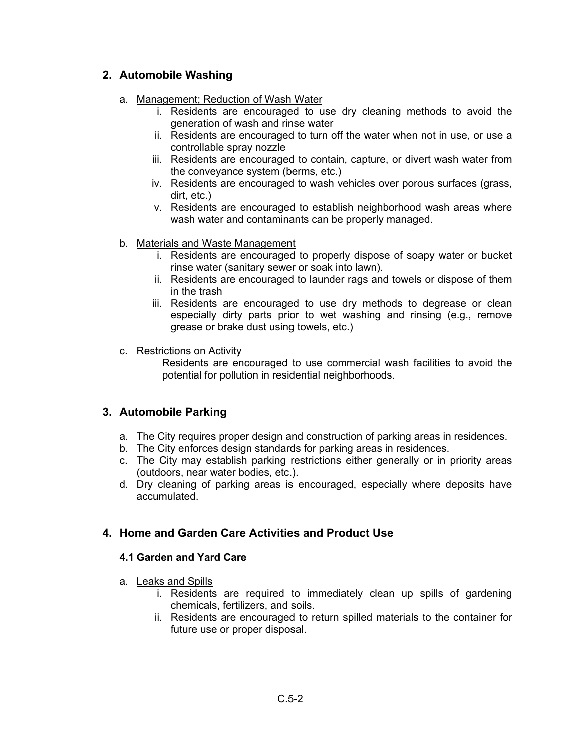## 2. Automobile Washing

a. Management; Reduction of Wash Water

   i. Residents are encouraged to use dry cleaning methods to avoid the generation of wash and rinse water
   ii. Residents are encouraged to turn off the water when not in use, or use a controllable spray nozzle
   iii. Residents are encouraged to contain, capture, or divert wash water from the conveyance system (berms, etc.)
   iv. Residents are encouraged to wash vehicles over porous surfaces (grass, dirt, etc.)
   v. Residents are encouraged to establish neighborhood wash areas where wash water and contaminants can be properly managed.

b. Materials and Waste Management

   i. Residents are encouraged to properly dispose of soapy water or bucket rinse water (sanitary sewer or soak into lawn).
   ii. Residents are encouraged to launder rags and towels or dispose of them in the trash
   iii. Residents are encouraged to use dry methods to degrease or clean especially dirty parts prior to wet washing and rinsing (e.g., remove grease or brake dust using towels, etc.)

c. Restrictions on Activity

   Residents are encouraged to use commercial wash facilities to avoid the potential for pollution in residential neighborhoods.

## 3. Automobile Parking

a. The City requires proper design and construction of parking areas in residences.
b. The City enforces design standards for parking areas in residences.
c. The City may establish parking restrictions either generally or in priority areas (outdoors, near water bodies, etc.).
d. Dry cleaning of parking areas is encouraged, especially where deposits have accumulated.

## 4. Home and Garden Care Activities and Product Use

### 4.1 Garden and Yard Care

a. Leaks and Spills

   i. Residents are required to immediately clean up spills of gardening chemicals, fertilizers, and soils.
   ii. Residents are encouraged to return spilled materials to the container for future use or proper disposal.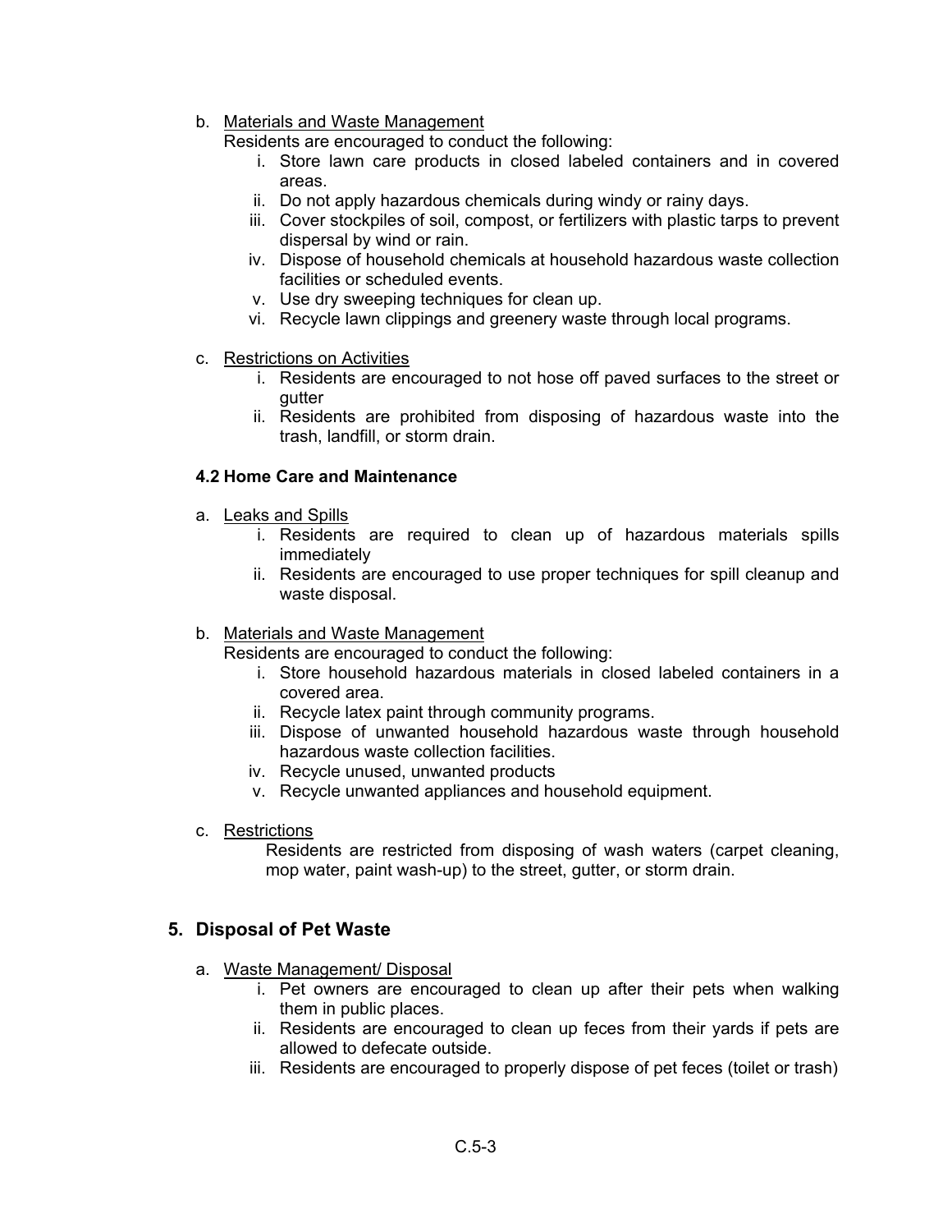b. Materials and Waste Management

   Residents are encouraged to conduct the following:

   i. Store lawn care products in closed labeled containers and in covered areas.
   ii. Do not apply hazardous chemicals during windy or rainy days.
   iii. Cover stockpiles of soil, compost, or fertilizers with plastic tarps to prevent dispersal by wind or rain.
   iv. Dispose of household chemicals at household hazardous waste collection facilities or scheduled events.
   v. Use dry sweeping techniques for clean up.
   vi. Recycle lawn clippings and greenery waste through local programs.

c. Restrictions on Activities

   i. Residents are encouraged to not hose off paved surfaces to the street or gutter
   ii. Residents are prohibited from disposing of hazardous waste into the trash, landfill, or storm drain.

### 4.2 Home Care and Maintenance

a. Leaks and Spills

   i. Residents are required to clean up of hazardous materials spills immediately
   ii. Residents are encouraged to use proper techniques for spill cleanup and waste disposal.

b. Materials and Waste Management

   Residents are encouraged to conduct the following:

   i. Store household hazardous materials in closed labeled containers in a covered area.
   ii. Recycle latex paint through community programs.
   iii. Dispose of unwanted household hazardous waste through household hazardous waste collection facilities.
   iv. Recycle unused, unwanted products
   v. Recycle unwanted appliances and household equipment.

c. Restrictions

   Residents are restricted from disposing of wash waters (carpet cleaning, mop water, paint wash-up) to the street, gutter, or storm drain.

## 5. Disposal of Pet Waste

a. Waste Management/ Disposal

   i. Pet owners are encouraged to clean up after their pets when walking them in public places.
   ii. Residents are encouraged to clean up feces from their yards if pets are allowed to defecate outside.
   iii. Residents are encouraged to properly dispose of pet feces (toilet or trash)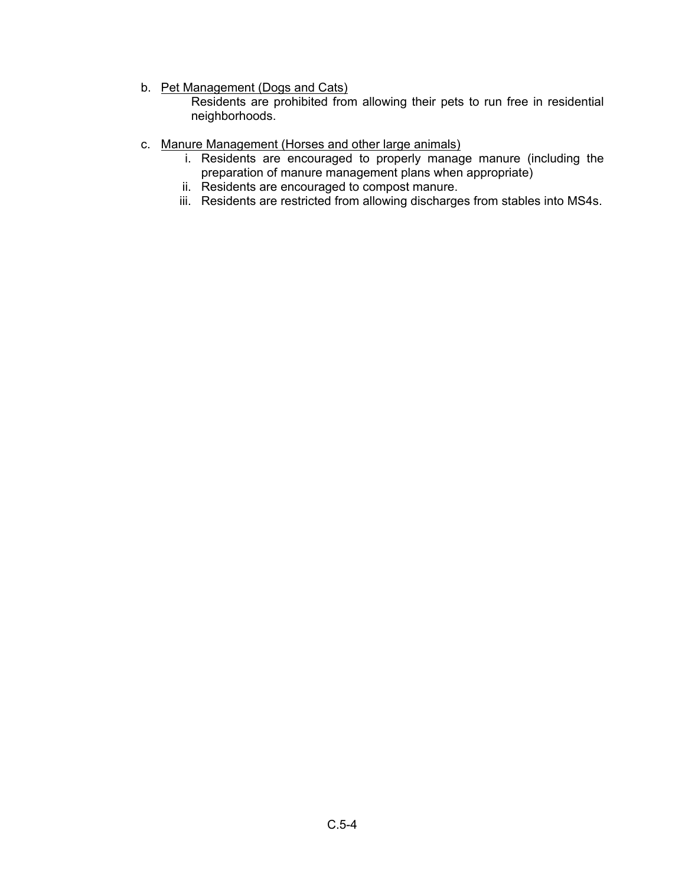b. <u>Pet Management (Dogs and Cats)</u>

   Residents are prohibited from allowing their pets to run free in residential neighborhoods.

c. <u>Manure Management (Horses and other large animals)</u>

   i. Residents are encouraged to properly manage manure (including the preparation of manure management plans when appropriate)

   ii. Residents are encouraged to compost manure.

   iii. Residents are restricted from allowing discharges from stables into MS4s.